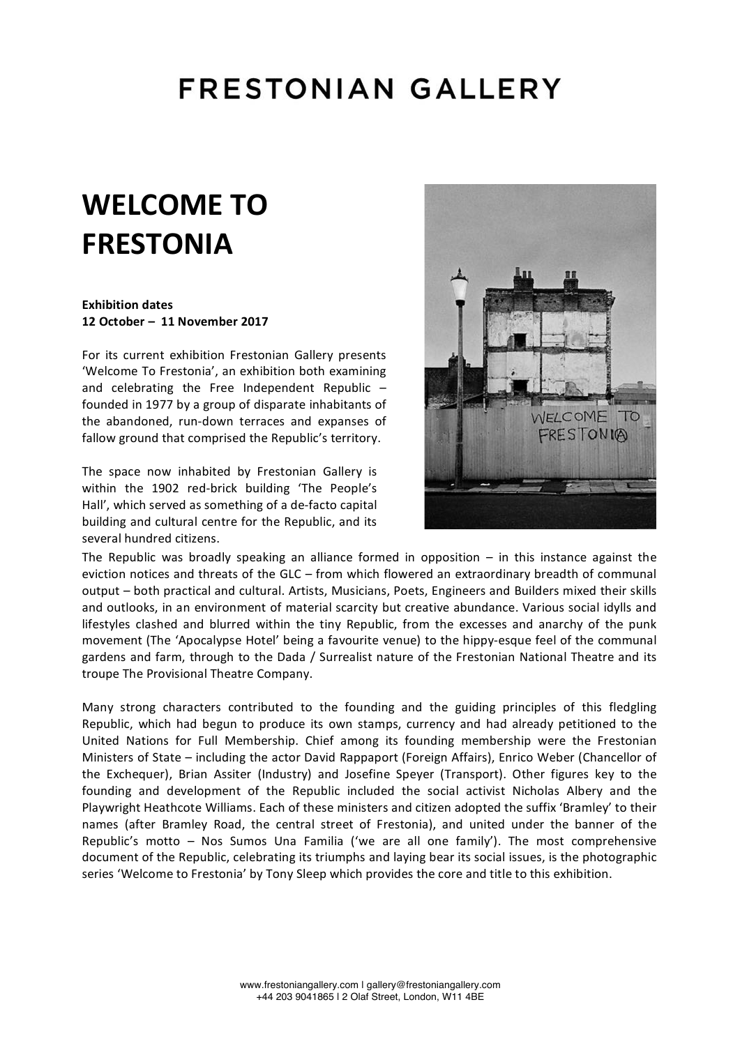# FRESTONIAN GALLERY

## WELCOME TO FRESTONIA

**Exhibition dates**
**12 October – 11 November 2017**

For its current exhibition Frestonian Gallery presents 'Welcome To Frestonia', an exhibition both examining and celebrating the Free Independent Republic – founded in 1977 by a group of disparate inhabitants of the abandoned, run-down terraces and expanses of fallow ground that comprised the Republic's territory.

The space now inhabited by Frestonian Gallery is within the 1902 red-brick building 'The People's Hall', which served as something of a de-facto capital building and cultural centre for the Republic, and its several hundred citizens.

The Republic was broadly speaking an alliance formed in opposition – in this instance against the eviction notices and threats of the GLC – from which flowered an extraordinary breadth of communal output – both practical and cultural. Artists, Musicians, Poets, Engineers and Builders mixed their skills and outlooks, in an environment of material scarcity but creative abundance. Various social idylls and lifestyles clashed and blurred within the tiny Republic, from the excesses and anarchy of the punk movement (The 'Apocalypse Hotel' being a favourite venue) to the hippy-esque feel of the communal gardens and farm, through to the Dada / Surrealist nature of the Frestonian National Theatre and its troupe The Provisional Theatre Company.

Many strong characters contributed to the founding and the guiding principles of this fledgling Republic, which had begun to produce its own stamps, currency and had already petitioned to the United Nations for Full Membership. Chief among its founding membership were the Frestonian Ministers of State – including the actor David Rappaport (Foreign Affairs), Enrico Weber (Chancellor of the Exchequer), Brian Assiter (Industry) and Josefine Speyer (Transport). Other figures key to the founding and development of the Republic included the social activist Nicholas Albery and the Playwright Heathcote Williams. Each of these ministers and citizen adopted the suffix 'Bramley' to their names (after Bramley Road, the central street of Frestonia), and united under the banner of the Republic's motto – Nos Sumos Una Familia ('we are all one family'). The most comprehensive document of the Republic, celebrating its triumphs and laying bear its social issues, is the photographic series 'Welcome to Frestonia' by Tony Sleep which provides the core and title to this exhibition.

www.frestoniangallery.com | gallery@frestoniangallery.com
+44 203 9041865 | 2 Olaf Street, London, W11 4BE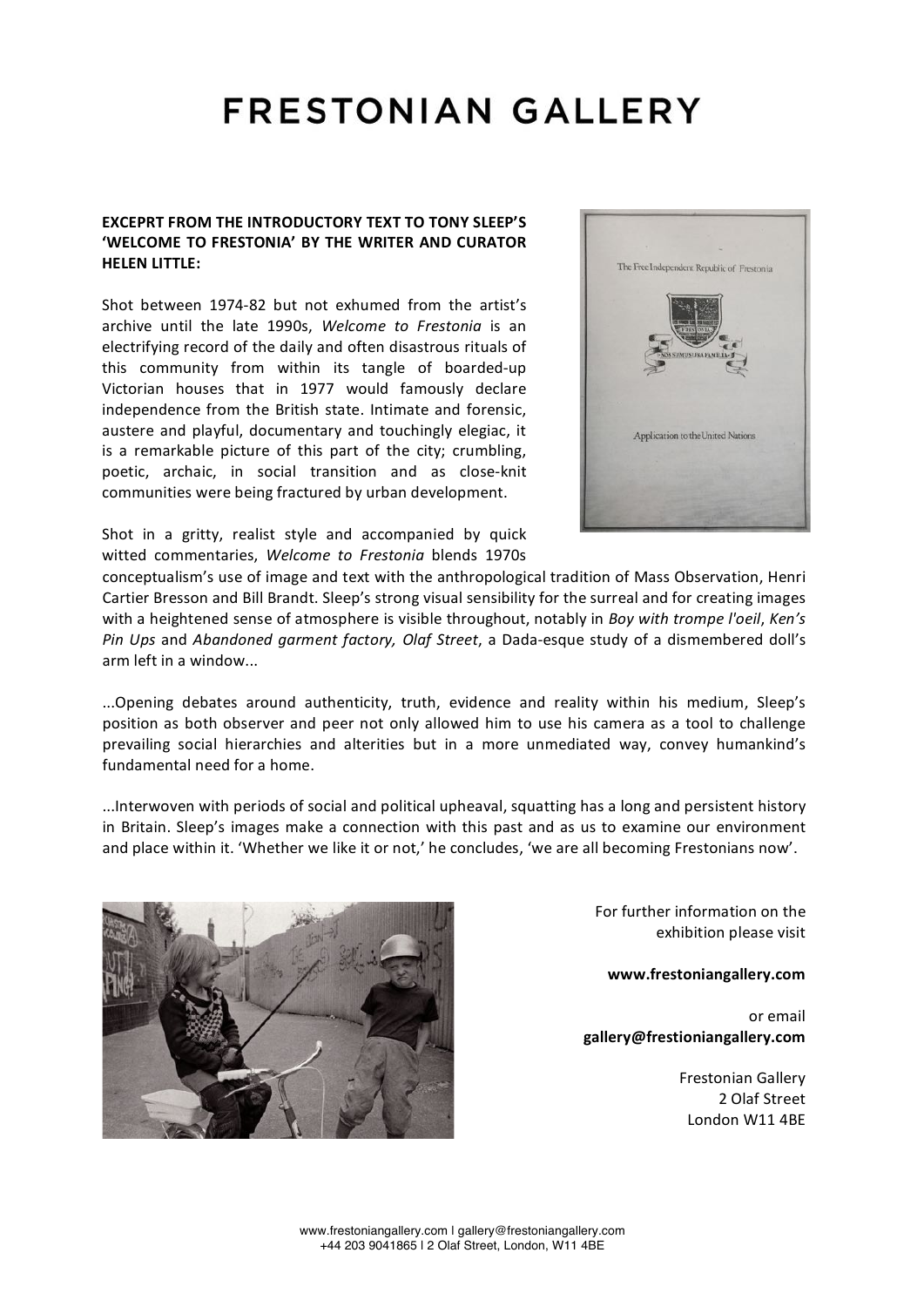# FRESTONIAN GALLERY

**EXCEPRT FROM THE INTRODUCTORY TEXT TO TONY SLEEP'S 'WELCOME TO FRESTONIA' BY THE WRITER AND CURATOR HELEN LITTLE:**

Shot between 1974-82 but not exhumed from the artist's archive until the late 1990s, *Welcome to Frestonia* is an electrifying record of the daily and often disastrous rituals of this community from within its tangle of boarded-up Victorian houses that in 1977 would famously declare independence from the British state. Intimate and forensic, austere and playful, documentary and touchingly elegiac, it is a remarkable picture of this part of the city; crumbling, poetic, archaic, in social transition and as close-knit communities were being fractured by urban development.

Shot in a gritty, realist style and accompanied by quick witted commentaries, *Welcome to Frestonia* blends 1970s conceptualism's use of image and text with the anthropological tradition of Mass Observation, Henri Cartier Bresson and Bill Brandt. Sleep's strong visual sensibility for the surreal and for creating images with a heightened sense of atmosphere is visible throughout, notably in *Boy with trompe l'oeil*, *Ken's Pin Ups* and *Abandoned garment factory, Olaf Street*, a Dada-esque study of a dismembered doll's arm left in a window...

...Opening debates around authenticity, truth, evidence and reality within his medium, Sleep's position as both observer and peer not only allowed him to use his camera as a tool to challenge prevailing social hierarchies and alterities but in a more unmediated way, convey humankind's fundamental need for a home.

...Interwoven with periods of social and political upheaval, squatting has a long and persistent history in Britain. Sleep's images make a connection with this past and as us to examine our environment and place within it. 'Whether we like it or not,' he concludes, 'we are all becoming Frestonians now'.

For further information on the exhibition please visit

**www.frestoniangallery.com**

or email **gallery@frestioniangallery.com**

Frestonian Gallery
2 Olaf Street
London W11 4BE

www.frestoniangallery.com | gallery@frestoniangallery.com
+44 203 9041865 | 2 Olaf Street, London, W11 4BE